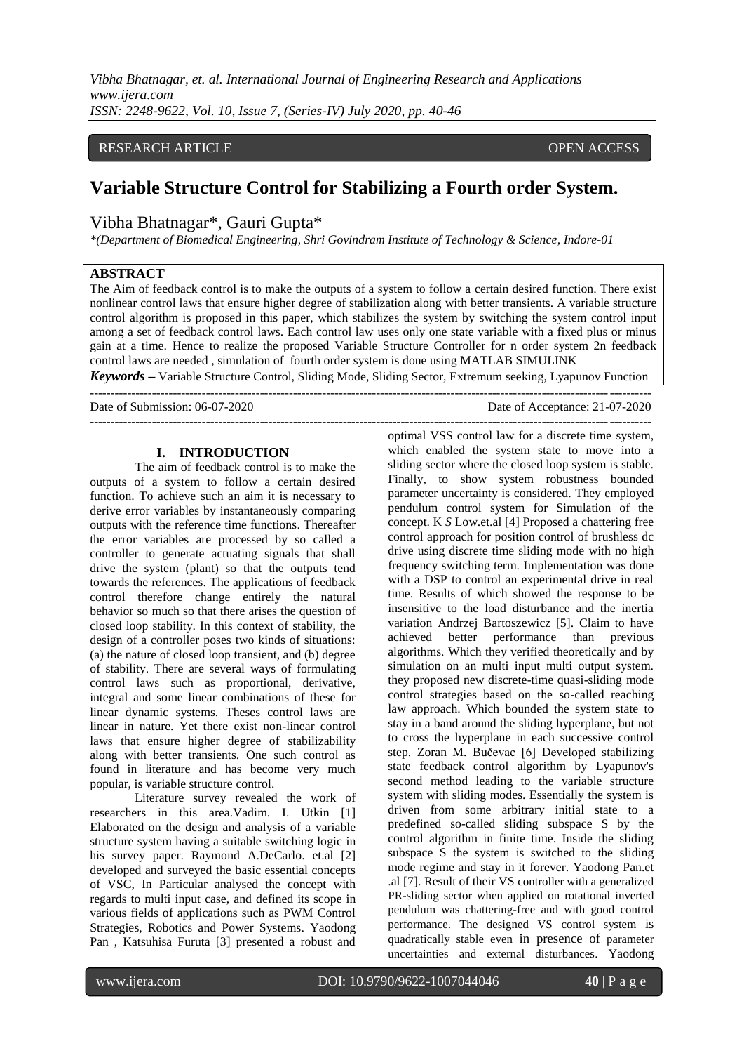RESEARCH ARTICLE OPEN ACCESS

# Variable Structure Control for Stabilizing a Fourth order System.

Vibha Bhatnagar*, Gauri Gupta*

*(Department of Biomedical Engineering, Shri Govindram Institute of Technology & Science, Indore-01

## ABSTRACT

The Aim of feedback control is to make the outputs of a system to follow a certain desired function. There exist nonlinear control laws that ensure higher degree of stabilization along with better transients. A variable structure control algorithm is proposed in this paper, which stabilizes the system by switching the system control input among a set of feedback control laws. Each control law uses only one state variable with a fixed plus or minus gain at a time. Hence to realize the proposed Variable Structure Controller for n order system 2n feedback control laws are needed , simulation of fourth order system is done using MATLAB SIMULINK

***Keywords*** – Variable Structure Control, Sliding Mode, Sliding Sector, Extremum seeking, Lyapunov Function

---

Date of Submission: 06-07-2020 Date of Acceptance: 21-07-2020

---

## I. INTRODUCTION

The aim of feedback control is to make the outputs of a system to follow a certain desired function. To achieve such an aim it is necessary to derive error variables by instantaneously comparing outputs with the reference time functions. Thereafter the error variables are processed by so called a controller to generate actuating signals that shall drive the system (plant) so that the outputs tend towards the references. The applications of feedback control therefore change entirely the natural behavior so much so that there arises the question of closed loop stability. In this context of stability, the design of a controller poses two kinds of situations: (a) the nature of closed loop transient, and (b) degree of stability. There are several ways of formulating control laws such as proportional, derivative, integral and some linear combinations of these for linear dynamic systems. Theses control laws are linear in nature. Yet there exist non-linear control laws that ensure higher degree of stabilizability along with better transients. One such control as found in literature and has become very much popular, is variable structure control.

Literature survey revealed the work of researchers in this area.Vadim. I. Utkin [1] Elaborated on the design and analysis of a variable structure system having a suitable switching logic in his survey paper. Raymond A.DeCarlo. et.al [2] developed and surveyed the basic essential concepts of VSC, In Particular analysed the concept with regards to multi input case, and defined its scope in various fields of applications such as PWM Control Strategies, Robotics and Power Systems. Yaodong Pan , Katsuhisa Furuta [3] presented a robust and optimal VSS control law for a discrete time system, which enabled the system state to move into a sliding sector where the closed loop system is stable. Finally, to show system robustness bounded parameter uncertainty is considered. They employed pendulum control system for Simulation of the concept. K *S* Low.et.al [4] Proposed a chattering free control approach for position control of brushless dc drive using discrete time sliding mode with no high frequency switching term. Implementation was done with a DSP to control an experimental drive in real time. Results of which showed the response to be insensitive to the load disturbance and the inertia variation Andrzej Bartoszewicz [5]. Claim to have achieved better performance than previous algorithms. Which they verified theoretically and by simulation on an multi input multi output system. they proposed new discrete-time quasi-sliding mode control strategies based on the so-called reaching law approach. Which bounded the system state to stay in a band around the sliding hyperplane, but not to cross the hyperplane in each successive control step. Zoran M. Bučevac [6] Developed stabilizing state feedback control algorithm by Lyapunov's second method leading to the variable structure system with sliding modes. Essentially the system is driven from some arbitrary initial state to a predefined so-called sliding subspace S by the control algorithm in finite time. Inside the sliding subspace S the system is switched to the sliding mode regime and stay in it forever. Yaodong Pan.et .al [7]. Result of their VS controller with a generalized PR-sliding sector when applied on rotational inverted pendulum was chattering-free and with good control performance. The designed VS control system is quadratically stable even in presence of parameter uncertainties and external disturbances. Yaodong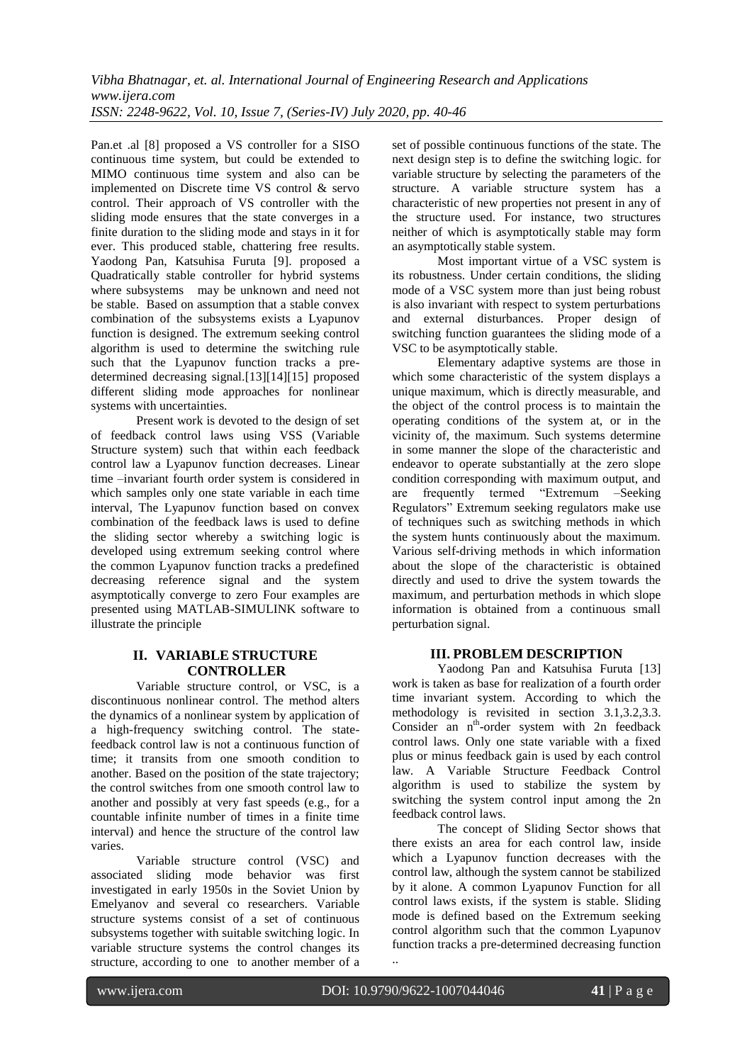Pan.et .al [8] proposed a VS controller for a SISO continuous time system, but could be extended to MIMO continuous time system and also can be implemented on Discrete time VS control & servo control. Their approach of VS controller with the sliding mode ensures that the state converges in a finite duration to the sliding mode and stays in it for ever. This produced stable, chattering free results. Yaodong Pan, Katsuhisa Furuta [9]. proposed a Quadratically stable controller for hybrid systems where subsystems may be unknown and need not be stable. Based on assumption that a stable convex combination of the subsystems exists a Lyapunov function is designed. The extremum seeking control algorithm is used to determine the switching rule such that the Lyapunov function tracks a pre-determined decreasing signal.[13][14][15] proposed different sliding mode approaches for nonlinear systems with uncertainties.

Present work is devoted to the design of set of feedback control laws using VSS (Variable Structure system) such that within each feedback control law a Lyapunov function decreases. Linear time –invariant fourth order system is considered in which samples only one state variable in each time interval, The Lyapunov function based on convex combination of the feedback laws is used to define the sliding sector whereby a switching logic is developed using extremum seeking control where the common Lyapunov function tracks a predefined decreasing reference signal and the system asymptotically converge to zero Four examples are presented using MATLAB-SIMULINK software to illustrate the principle

## II. VARIABLE STRUCTURE CONTROLLER

Variable structure control, or VSC, is a discontinuous nonlinear control. The method alters the dynamics of a nonlinear system by application of a high-frequency switching control. The state-feedback control law is not a continuous function of time; it transits from one smooth condition to another. Based on the position of the state trajectory; the control switches from one smooth control law to another and possibly at very fast speeds (e.g., for a countable infinite number of times in a finite time interval) and hence the structure of the control law varies.

Variable structure control (VSC) and associated sliding mode behavior was first investigated in early 1950s in the Soviet Union by Emelyanov and several co researchers. Variable structure systems consist of a set of continuous subsystems together with suitable switching logic. In variable structure systems the control changes its structure, according to one to another member of a set of possible continuous functions of the state. The next design step is to define the switching logic. for variable structure by selecting the parameters of the structure. A variable structure system has a characteristic of new properties not present in any of the structure used. For instance, two structures neither of which is asymptotically stable may form an asymptotically stable system.

Most important virtue of a VSC system is its robustness. Under certain conditions, the sliding mode of a VSC system more than just being robust is also invariant with respect to system perturbations and external disturbances. Proper design of switching function guarantees the sliding mode of a VSC to be asymptotically stable.

Elementary adaptive systems are those in which some characteristic of the system displays a unique maximum, which is directly measurable, and the object of the control process is to maintain the operating conditions of the system at, or in the vicinity of, the maximum. Such systems determine in some manner the slope of the characteristic and endeavor to operate substantially at the zero slope condition corresponding with maximum output, and are frequently termed "Extremum –Seeking Regulators" Extremum seeking regulators make use of techniques such as switching methods in which the system hunts continuously about the maximum. Various self-driving methods in which information about the slope of the characteristic is obtained directly and used to drive the system towards the maximum, and perturbation methods in which slope information is obtained from a continuous small perturbation signal.

## III. PROBLEM DESCRIPTION

Yaodong Pan and Katsuhisa Furuta [13] work is taken as base for realization of a fourth order time invariant system. According to which the methodology is revisited in section 3.1,3.2,3.3. Consider an $n^{th}$-order system with 2n feedback control laws. Only one state variable with a fixed plus or minus feedback gain is used by each control law. A Variable Structure Feedback Control algorithm is used to stabilize the system by switching the system control input among the 2n feedback control laws.

The concept of Sliding Sector shows that there exists an area for each control law, inside which a Lyapunov function decreases with the control law, although the system cannot be stabilized by it alone. A common Lyapunov Function for all control laws exists, if the system is stable. Sliding mode is defined based on the Extremum seeking control algorithm such that the common Lyapunov function tracks a pre-determined decreasing function ..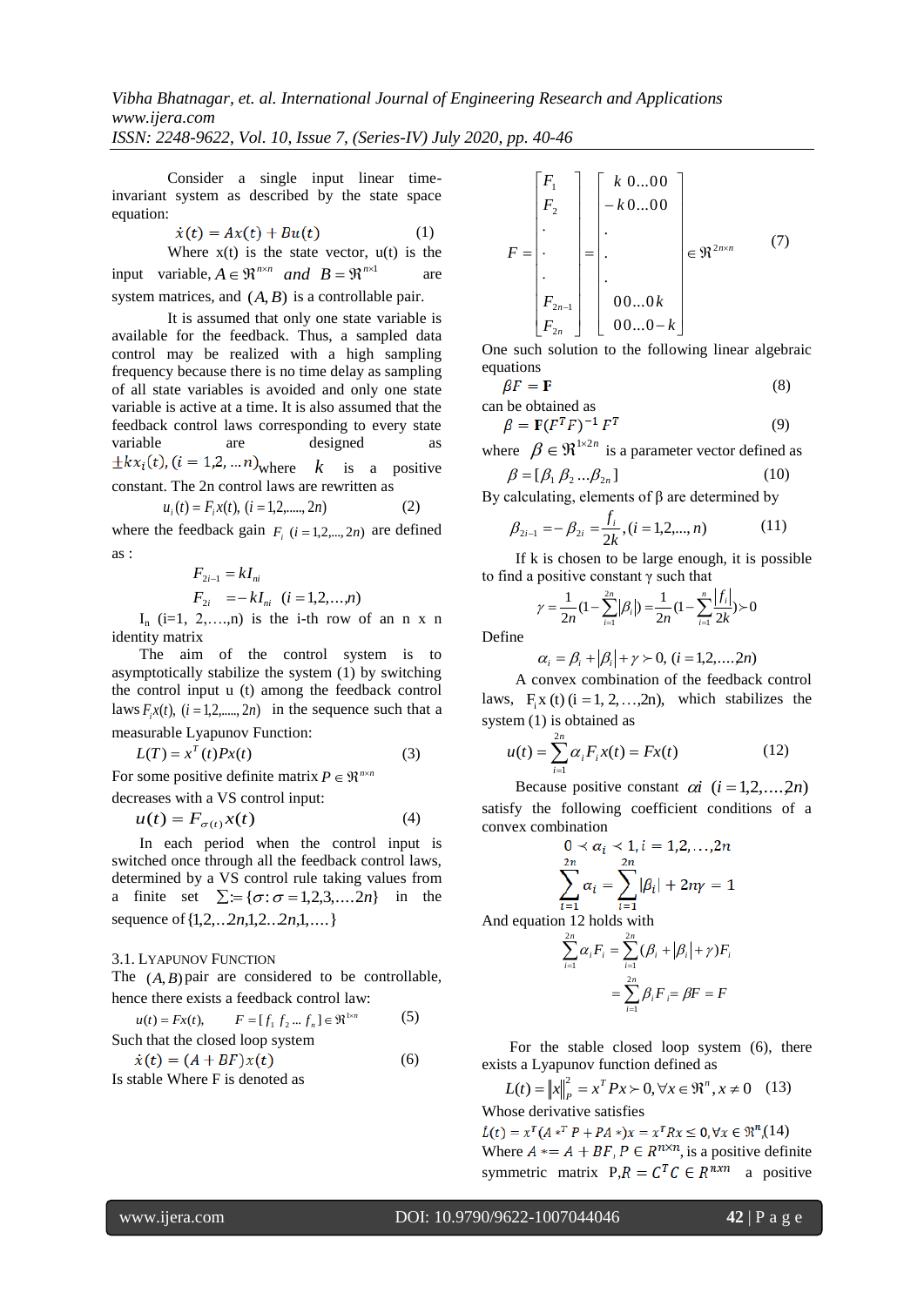Consider a single input linear time-invariant system as described by the state space equation:

$$\dot{x}(t) = Ax(t) + Bu(t) \qquad (1)$$

Where x(t) is the state vector, u(t) is the input variable, $A \in \Re^{n \times n}$ and $B = \Re^{n \times 1}$ are system matrices, and $(A, B)$ is a controllable pair.

It is assumed that only one state variable is available for the feedback. Thus, a sampled data control may be realized with a high sampling frequency because there is no time delay as sampling of all state variables is avoided and only one state variable is active at a time. It is also assumed that the feedback control laws corresponding to every state variable are designed as $\pm k x_i(t), (i = 1,2, \ldots n)$ where $k$ is a positive constant. The 2n control laws are rewritten as

$$u_i(t) = F_i x(t), \ (i = 1,2,\ldots\ldots, 2n) \qquad (2)$$

where the feedback gain $F_i \ (i = 1,2,\ldots, 2n)$ are defined as :

$$F_{2i-1} = kI_{ni}$$

$$F_{2i} = -kI_{ni} \quad (i = 1,2,\ldots,n)$$

$I_n$ (i=1, 2,….,n) is the i-th row of an n x n identity matrix

The aim of the control system is to asymptotically stabilize the system (1) by switching the control input u (t) among the feedback control laws $F_i x(t), \ (i = 1,2,\ldots\ldots, 2n)$ in the sequence such that a measurable Lyapunov Function:

$$L(T) = x^T(t) P x(t) \qquad (3)$$

For some positive definite matrix $P \in \Re^{n \times n}$ decreases with a VS control input:

$$u(t) = F_{\sigma(t)} x(t) \qquad (4)$$

In each period when the control input is switched once through all the feedback control laws, determined by a VS control rule taking values from a finite set $\sum := \{\sigma : \sigma = 1,2,3,\ldots.2n\}$ in the sequence of $\{1,2,\ldots 2n,1,2\ldots 2n,1,\ldots.\}$

### 3.1. Lyapunov Function

The $(A, B)$ pair are considered to be controllable, hence there exists a feedback control law:

$$u(t) = Fx(t), \qquad F = [f_1 \ f_2 \ldots f_n] \in \Re^{1 \times n} \qquad (5)$$

Such that the closed loop system

$$\dot{x}(t) = (A + BF)x(t) \qquad (6)$$

Is stable Where F is denoted as

$$F = \begin{bmatrix} F_1 \\ F_2 \\ \cdot \\ \cdot \\ \cdot \\ F_{2n-1} \\ F_{2n} \end{bmatrix} = \begin{bmatrix} k \ 0\ldots 00 \\ -k \ 0\ldots 00 \\ \cdot \\ \cdot \\ \cdot \\ 00\ldots 0k \\ 00\ldots 0-k \end{bmatrix} \in \Re^{2n \times n} \qquad (7)$$

One such solution to the following linear algebraic equations

$$\beta F = \mathbf{F} \qquad (8)$$

can be obtained as

$$\beta = \mathbf{F}(F^T F)^{-1} F^T \qquad (9)$$

where $\beta \in \Re^{1 \times 2n}$ is a parameter vector defined as

$$\beta = [\beta_1 \ \beta_2 \ldots \beta_{2n}] \qquad (10)$$

By calculating, elements of β are determined by

$$\beta_{2i-1} = -\beta_{2i} = \frac{f_i}{2k}, (i = 1,2,\ldots, n) \qquad (11)$$

If k is chosen to be large enough, it is possible to find a positive constant γ such that

$$\gamma = \frac{1}{2n}(1 - \sum_{i=1}^{2n} |\beta_i|) = \frac{1}{2n}(1 - \sum_{i=1}^{n} \frac{|f_i|}{2k}) \succ 0$$

Define

$$\alpha_i = \beta_i + |\beta_i| + \gamma \succ 0, \ (i = 1,2,\ldots.2n)$$

A convex combination of the feedback control laws, $F_i x$ (t) (i = 1, 2,…,2n), which stabilizes the system (1) is obtained as

$$u(t) = \sum_{i=1}^{2n} \alpha_i F_i x(t) = Fx(t) \qquad (12)$$

Because positive constant $\alpha i \ (i = 1,2,\ldots.,2n)$ satisfy the following coefficient conditions of a convex combination

$$0 \prec \alpha_i \prec 1, i = 1,2,\ldots,2n$$

$$\sum_{i=1}^{2n} \alpha_i = \sum_{i=1}^{2n} |\beta_i| + 2n\gamma = 1$$

And equation 12 holds with

$$\sum_{i=1}^{2n} \alpha_i F_i = \sum_{i=1}^{2n} (\beta_i + |\beta_i| + \gamma) F_i$$

$$= \sum_{i=1}^{2n} \beta_i F_i = \beta F = F$$

For the stable closed loop system (6), there exists a Lyapunov function defined as

$$L(t) = \|x\|_P^2 = x^T P x \succ 0, \forall x \in \Re^n, x \neq 0 \qquad (13)$$

Whose derivative satisfies

$$\dot{L}(t) = x^T (A *^T P + PA *) x = x^T R x \leq 0, \forall x \in \Re^n, \qquad (14)$$

Where $A * = A + BF$, $P \in R^{n \times n}$, is a positive definite symmetric matrix $P, R = C^T C \in R^{n x n}$ a positive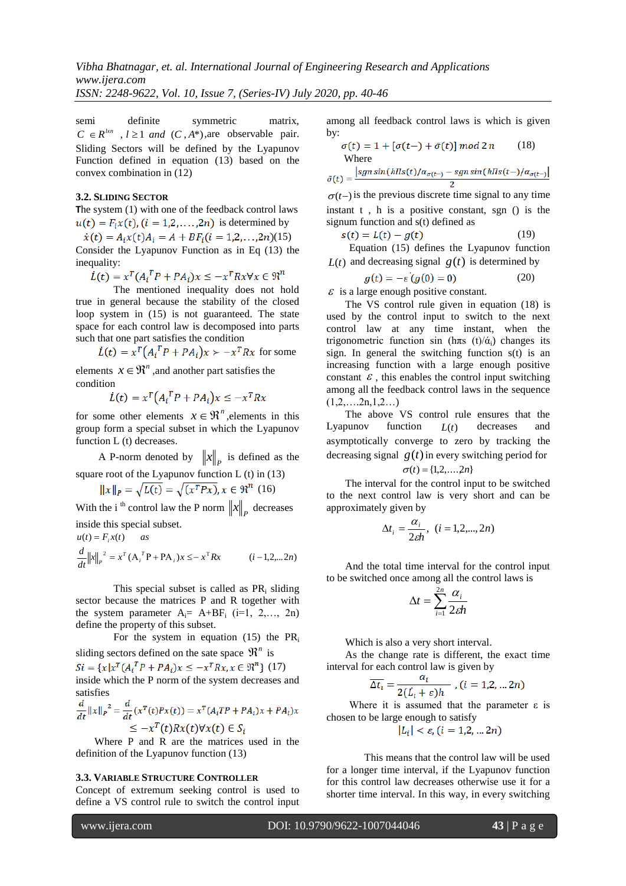semi definite symmetric matrix, $C \in R^{l \times n}$ , $l \geq 1$ and $(C, A^*)$,are observable pair. Sliding Sectors will be defined by the Lyapunov Function defined in equation (13) based on the convex combination in (12)

### 3.2. Sliding Sector

The system (1) with one of the feedback control laws $u(t) = F_i x(t), (i = 1,2,\ldots,2n)$ is determined by

$$\dot{x}(t) = A_i x(t) A_i = A + BF_i (i = 1,2,\ldots,2n)(15)$$

Consider the Lyapunov Function as in Eq (13) the inequality:

$$\dot{L}(t) = x^T(A_i^T P + PA_i)x \leq -x^T Rx \forall x \in \Re^n$$

The mentioned inequality does not hold true in general because the stability of the closed loop system in (15) is not guaranteed. The state space for each control law is decomposed into parts such that one part satisfies the condition

$$\dot{L}(t) = x^T(A_i^T P + PA_i)x \succ -x^T Rx$$ for some

elements $x \in \Re^n$ ,and another part satisfies the condition

$$\dot{L}(t) = x^T(A_i^T P + PA_i)x \leq -x^T Rx$$

for some other elements $x \in \Re^n$,elements in this group form a special subset in which the Lyapunov function L (t) decreases.

A P-norm denoted by $\|x\|_P$ is defined as the square root of the Lyapunov function L (t) in (13)

$$\|x\|_P = \sqrt{L(t)} = \sqrt{(x^T Px)}, x \in \Re^n \quad (16)$$

With the i [th] control law the P norm $\|x\|_P$ decreases inside this special subset.

$u(t) = F_i x(t) \quad as$

$$\frac{d}{dt}\|x\|_P^2 = x^T(A_i^T P + PA_i)x \leq -x^T Rx \qquad (i-1,2,\ldots 2n)$$

This special subset is called as $PR_i$ sliding sector because the matrices P and R together with the system parameter $A_i = A+BF_i$ (i=1, 2,…, 2n) define the property of this subset.

For the system in equation (15) the $PR_i$ sliding sectors defined on the sate space $\Re^n$ is

$$Si = \{x|x^T(A_i^T P + PA_i)x \leq -x^T Rx, x \in \Re^n\} \ (17)$$

inside which the P norm of the system decreases and satisfies

$$\frac{d}{dt}\|x\|_P^2 = \frac{d}{dt}(x^T(t)Px(t)) = x^T(A_i TP + PA_i)x + PA_i)x \leq -x^T(t)Rx(t)\forall x(t) \in S_i$$

Where P and R are the matrices used in the definition of the Lyapunov function (13)

### 3.3. Variable Structure Controller

Concept of extremum seeking control is used to define a VS control rule to switch the control input among all feedback control laws is which is given by:

$$\sigma(t) = 1 + [\sigma(t-) + \bar{\sigma}(t)] \ mod\ 2n \qquad (18)$$

Where

$$\bar{\sigma}(t) = \frac{|sgn\,sin(h\Pi s(t)/\alpha_{\sigma(t-)} - sgn\,sin(h\Pi s(t-)/\alpha_{\sigma(t-)}|}{2}$$

$\sigma(t-)$ is the previous discrete time signal to any time instant t , h is a positive constant, sgn () is the signum function and s(t) defined as

$$s(t) = L(t) - g(t) \qquad (19)$$

Equation (15) defines the Lyapunov function $L(t)$ and decreasing signal $g(t)$ is determined by

$$g(t) = -\varepsilon'(g(0) = 0) \qquad (20)$$

$\varepsilon$ is a large enough positive constant.

The VS control rule given in equation (18) is used by the control input to switch to the next control law at any time instant, when the trigonometric function sin (hπs (t)/ά$_i$) changes its sign. In general the switching function s(t) is an increasing function with a large enough positive constant $\varepsilon$, this enables the control input switching among all the feedback control laws in the sequence (1,2,….2n,1,2….)

The above VS control rule ensures that the Lyapunov function $L(t)$ decreases and asymptotically converge to zero by tracking the decreasing signal $g(t)$ in every switching period for $\sigma(t) = \{1,2,\ldots,2n\}$

The interval for the control input to be switched to the next control law is very short and can be approximately given by

$$\Delta t_i = \frac{\alpha_i}{2\varepsilon h}, \ (i = 1,2,\ldots,2n)$$

And the total time interval for the control input to be switched once among all the control laws is

$$\Delta t = \sum_{i=1}^{2n} \frac{\alpha_i}{2\varepsilon h}$$

Which is also a very short interval.

As the change rate is different, the exact time interval for each control law is given by

$$\overline{\Delta t_i} = \frac{\alpha_i}{2(\dot{L_i} + \varepsilon)h}, (i = 1,2,\ldots 2n)$$

Where it is assumed that the parameter ε is chosen to be large enough to satisfy

$$|L_i| < \varepsilon, (i = 1,2,\ldots 2n)$$

This means that the control law will be used for a longer time interval, if the Lyapunov function for this control law decreases otherwise use it for a shorter time interval. In this way, in every switching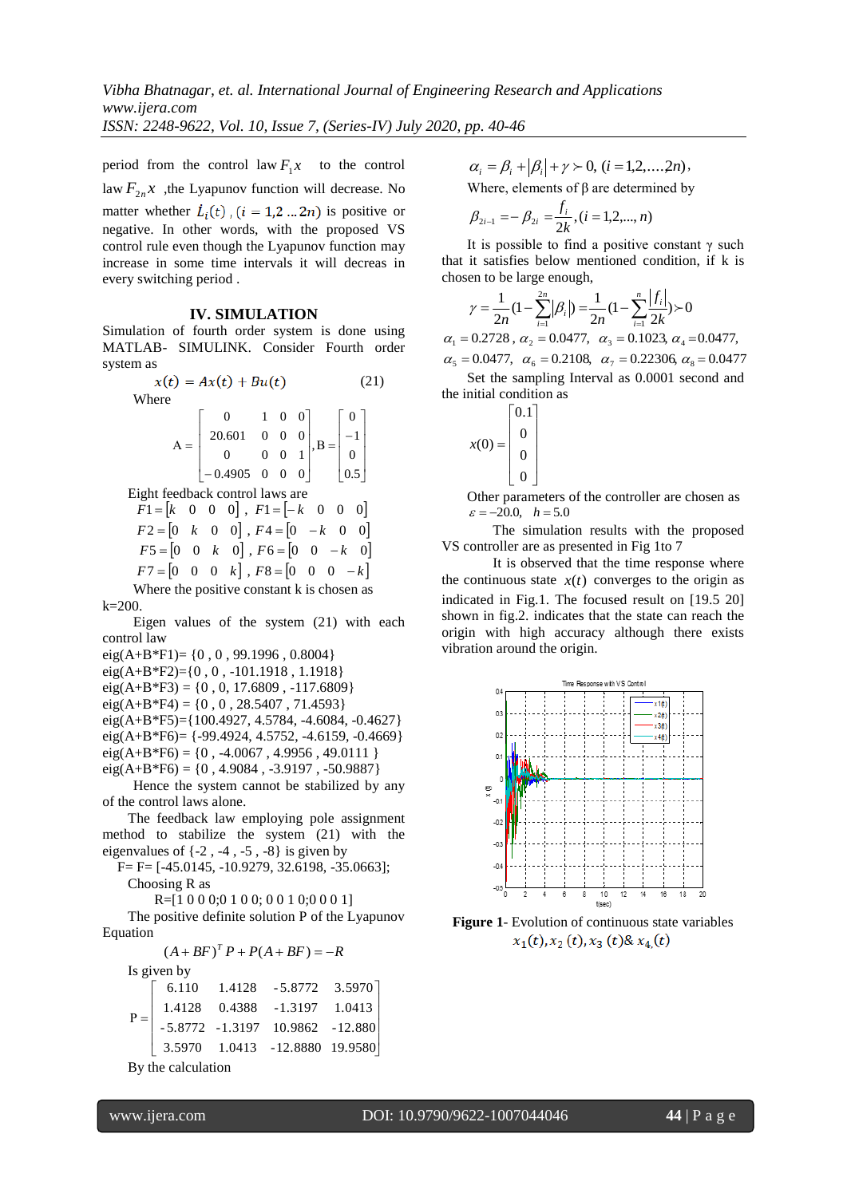period from the control law $F_1x$ to the control law $F_{2n}x$ ,the Lyapunov function will decrease. No matter whether $\dot{L}_i(t)$ , $(i = 1,2 \dots 2n)$ is positive or negative. In other words, with the proposed VS control rule even though the Lyapunov function may increase in some time intervals it will decreas in every switching period .

## IV. SIMULATION

Simulation of fourth order system is done using MATLAB- SIMULINK. Consider Fourth order system as

$$x(t) = Ax(t) + Bu(t) \tag{21}$$

Where

$$A = \begin{bmatrix} 0 & 1 & 0 & 0 \\ 20.601 & 0 & 0 & 0 \\ 0 & 0 & 0 & 1 \\ -0.4905 & 0 & 0 & 0 \end{bmatrix}, B = \begin{bmatrix} 0 \\ -1 \\ 0 \\ 0.5 \end{bmatrix}$$

Eight feedback control laws are

$F1 = \begin{bmatrix} k & 0 & 0 & 0 \end{bmatrix}$ , $F1 = \begin{bmatrix} -k & 0 & 0 & 0 \end{bmatrix}$

$F2 = \begin{bmatrix} 0 & k & 0 & 0 \end{bmatrix}$ , $F4 = \begin{bmatrix} 0 & -k & 0 & 0 \end{bmatrix}$

$F5 = \begin{bmatrix} 0 & 0 & k & 0 \end{bmatrix}$ , $F6 = \begin{bmatrix} 0 & 0 & -k & 0 \end{bmatrix}$

$F7 = \begin{bmatrix} 0 & 0 & 0 & k \end{bmatrix}$ , $F8 = \begin{bmatrix} 0 & 0 & 0 & -k \end{bmatrix}$

Where the positive constant k is chosen as k=200.

Eigen values of the system (21) with each control law

eig(A+B*F1)= {0 , 0 , 99.1996 , 0.8004}
eig(A+B*F2)={0 , 0 , -101.1918 , 1.1918}
eig(A+B*F3) = {0 , 0, 17.6809 , -117.6809}
eig(A+B*F4) = {0 , 0 , 28.5407 , 71.4593}
eig(A+B*F5)={100.4927, 4.5784, -4.6084, -0.4627}
eig(A+B*F6)= {-99.4924, 4.5752, -4.6159, -0.4669}
eig(A+B*F6) = {0 , -4.0067 , 4.9956 , 49.0111 }
eig(A+B*F6) = {0 , 4.9084 , -3.9197 , -50.9887}

Hence the system cannot be stabilized by any of the control laws alone.

The feedback law employing pole assignment method to stabilize the system (21) with the eigenvalues of {-2 , -4 , -5 , -8} is given by

F= F= [-45.0145, -10.9279, 32.6198, -35.0663];

Choosing R as

R=[1 0 0 0;0 1 0 0; 0 0 1 0;0 0 0 1]

The positive definite solution P of the Lyapunov Equation

$$(A+BF)^T P + P(A+BF) = -R$$

Is given by

$$P = \begin{bmatrix} 6.110 & 1.4128 & -5.8772 & 3.5970 \\ 1.4128 & 0.4388 & -1.3197 & 1.0413 \\ -5.8772 & -1.3197 & 10.9862 & -12.880 \\ 3.5970 & 1.0413 & -12.8880 & 19.9580 \end{bmatrix}$$

By the calculation

$$\alpha_i = \beta_i + |\beta_i| + \gamma \succ 0, \ (i = 1,2,\dots,2n),$$

Where, elements of β are determined by

$$\beta_{2i-1} = -\beta_{2i} = \frac{f_i}{2k}, (i = 1,2,\dots, n)$$

It is possible to find a positive constant γ such that it satisfies below mentioned condition, if k is chosen to be large enough,

$$\gamma = \frac{1}{2n}(1 - \sum_{i=1}^{2n}|\beta_i|) = \frac{1}{2n}(1 - \sum_{i=1}^{n}\frac{|f_i|}{2k}) \succ 0$$

$\alpha_1 = 0.2728$ , $\alpha_2 = 0.0477$, $\alpha_3 = 0.1023$, $\alpha_4 = 0.0477$,
$\alpha_5 = 0.0477$, $\alpha_6 = 0.2108$, $\alpha_7 = 0.22306$, $\alpha_8 = 0.0477$

Set the sampling Interval as 0.0001 second and the initial condition as

$$x(0) = \begin{bmatrix} 0.1 \\ 0 \\ 0 \\ 0 \end{bmatrix}$$

Other parameters of the controller are chosen as $\varepsilon = -20.0$, $h = 5.0$

The simulation results with the proposed VS controller are as presented in Fig 1to 7

It is observed that the time response where the continuous state $x(t)$ converges to the origin as indicated in Fig.1. The focused result on [19.5 20] shown in fig.2. indicates that the state can reach the origin with high accuracy although there exists vibration around the origin.

**Figure 1**- Evolution of continuous state variables $x_1(t), x_2(t), x_3(t) \& x_4(t)$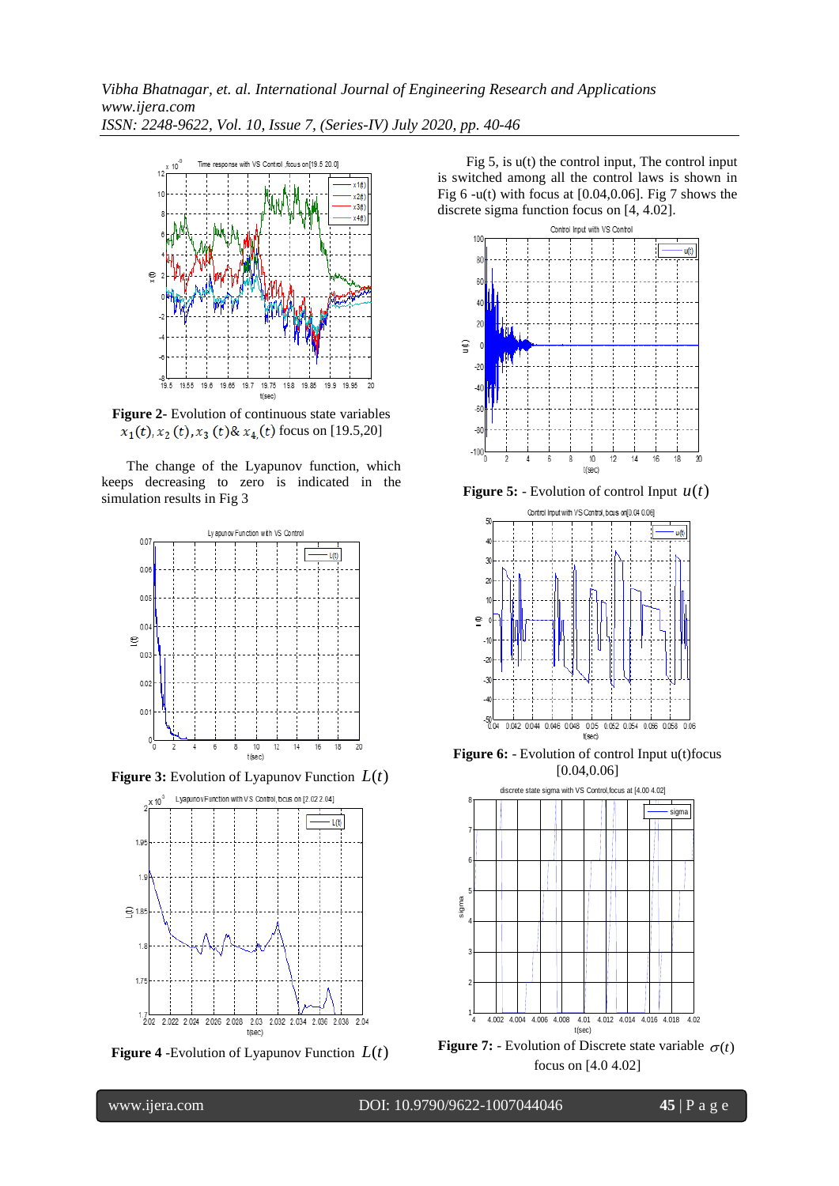**Figure 2**- Evolution of continuous state variables $x_1(t), x_2(t), x_3(t) \& x_4(t)$ focus on [19.5,20]

The change of the Lyapunov function, which keeps decreasing to zero is indicated in the simulation results in Fig 3

**Figure 3:** Evolution of Lyapunov Function $L(t)$

**Figure 4** -Evolution of Lyapunov Function $L(t)$

Fig 5, is u(t) the control input, The control input is switched among all the control laws is shown in Fig 6 -u(t) with focus at [0.04,0.06]. Fig 7 shows the discrete sigma function focus on [4, 4.02].

**Figure 5:** - Evolution of control Input $u(t)$

**Figure 6:** - Evolution of control Input u(t)focus [0.04,0.06]

**Figure 7:** - Evolution of Discrete state variable $\sigma(t)$ focus on [4.0 4.02]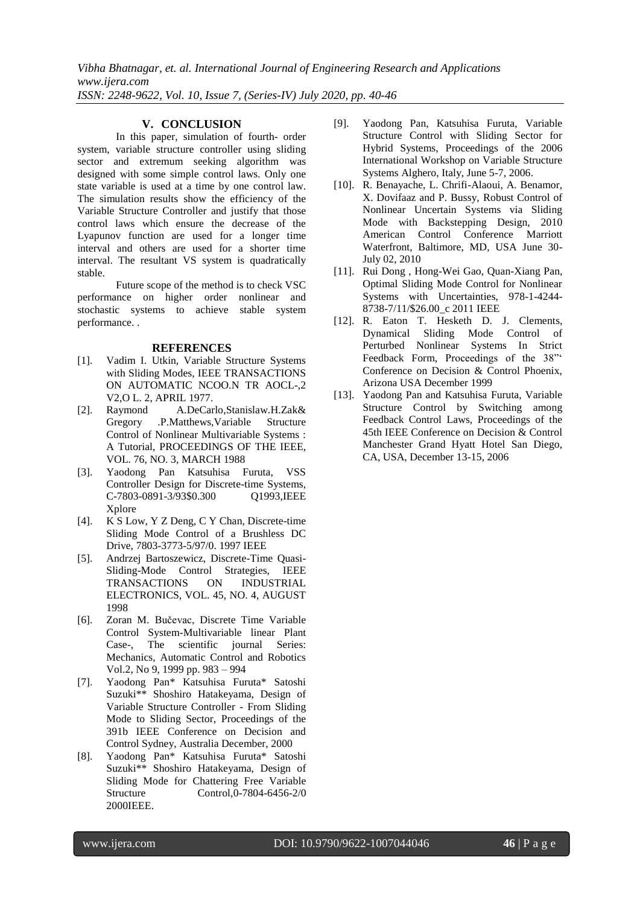## V. CONCLUSION

In this paper, simulation of fourth- order system, variable structure controller using sliding sector and extremum seeking algorithm was designed with some simple control laws. Only one state variable is used at a time by one control law. The simulation results show the efficiency of the Variable Structure Controller and justify that those control laws which ensure the decrease of the Lyapunov function are used for a longer time interval and others are used for a shorter time interval. The resultant VS system is quadratically stable.

Future scope of the method is to check VSC performance on higher order nonlinear and stochastic systems to achieve stable system performance. .

## REFERENCES

- [1]. Vadim I. Utkin, Variable Structure Systems with Sliding Modes, IEEE TRANSACTIONS ON AUTOMATIC NCOO.N TR AOCL-,2 V2,O L. 2, APRIL 1977.
- [2]. Raymond A.DeCarlo,Stanislaw.H.Zak& Gregory .P.Matthews,Variable Structure Control of Nonlinear Multivariable Systems : A Tutorial, PROCEEDINGS OF THE IEEE, VOL. 76, NO. 3, MARCH 1988
- [3]. Yaodong Pan Katsuhisa Furuta, VSS Controller Design for Discrete-time Systems, C-7803-0891-3/93$0.300 Q1993,IEEE Xplore
- [4]. K S Low, Y Z Deng, C Y Chan, Discrete-time Sliding Mode Control of a Brushless DC Drive, 7803-3773-5/97/0. 1997 IEEE
- [5]. Andrzej Bartoszewicz, Discrete-Time Quasi-Sliding-Mode Control Strategies, IEEE TRANSACTIONS ON INDUSTRIAL ELECTRONICS, VOL. 45, NO. 4, AUGUST 1998
- [6]. Zoran M. Bučevac, Discrete Time Variable Control System-Multivariable linear Plant Case-, The scientific journal Series: Mechanics, Automatic Control and Robotics Vol.2, No 9, 1999 pp. 983 – 994
- [7]. Yaodong Pan* Katsuhisa Furuta* Satoshi Suzuki** Shoshiro Hatakeyama, Design of Variable Structure Controller - From Sliding Mode to Sliding Sector, Proceedings of the 391b IEEE Conference on Decision and Control Sydney, Australia December, 2000
- [8]. Yaodong Pan* Katsuhisa Furuta* Satoshi Suzuki** Shoshiro Hatakeyama, Design of Sliding Mode for Chattering Free Variable Structure Control,0-7804-6456-2/0 2000IEEE.
- [9]. Yaodong Pan, Katsuhisa Furuta, Variable Structure Control with Sliding Sector for Hybrid Systems, Proceedings of the 2006 International Workshop on Variable Structure Systems Alghero, Italy, June 5-7, 2006.
- [10]. R. Benayache, L. Chrifi-Alaoui, A. Benamor, X. Dovifaaz and P. Bussy, Robust Control of Nonlinear Uncertain Systems via Sliding Mode with Backstepping Design, 2010 American Control Conference Marriott Waterfront, Baltimore, MD, USA June 30-July 02, 2010
- [11]. Rui Dong , Hong-Wei Gao, Quan-Xiang Pan, Optimal Sliding Mode Control for Nonlinear Systems with Uncertainties, 978-1-4244-8738-7/11/$26.00_c 2011 IEEE
- [12]. R. Eaton T. Hesketh D. J. Clements, Dynamical Sliding Mode Control of Perturbed Nonlinear Systems In Strict Feedback Form, Proceedings of the 38"' Conference on Decision & Control Phoenix, Arizona USA December 1999
- [13]. Yaodong Pan and Katsuhisa Furuta, Variable Structure Control by Switching among Feedback Control Laws, Proceedings of the 45th IEEE Conference on Decision & Control Manchester Grand Hyatt Hotel San Diego, CA, USA, December 13-15, 2006